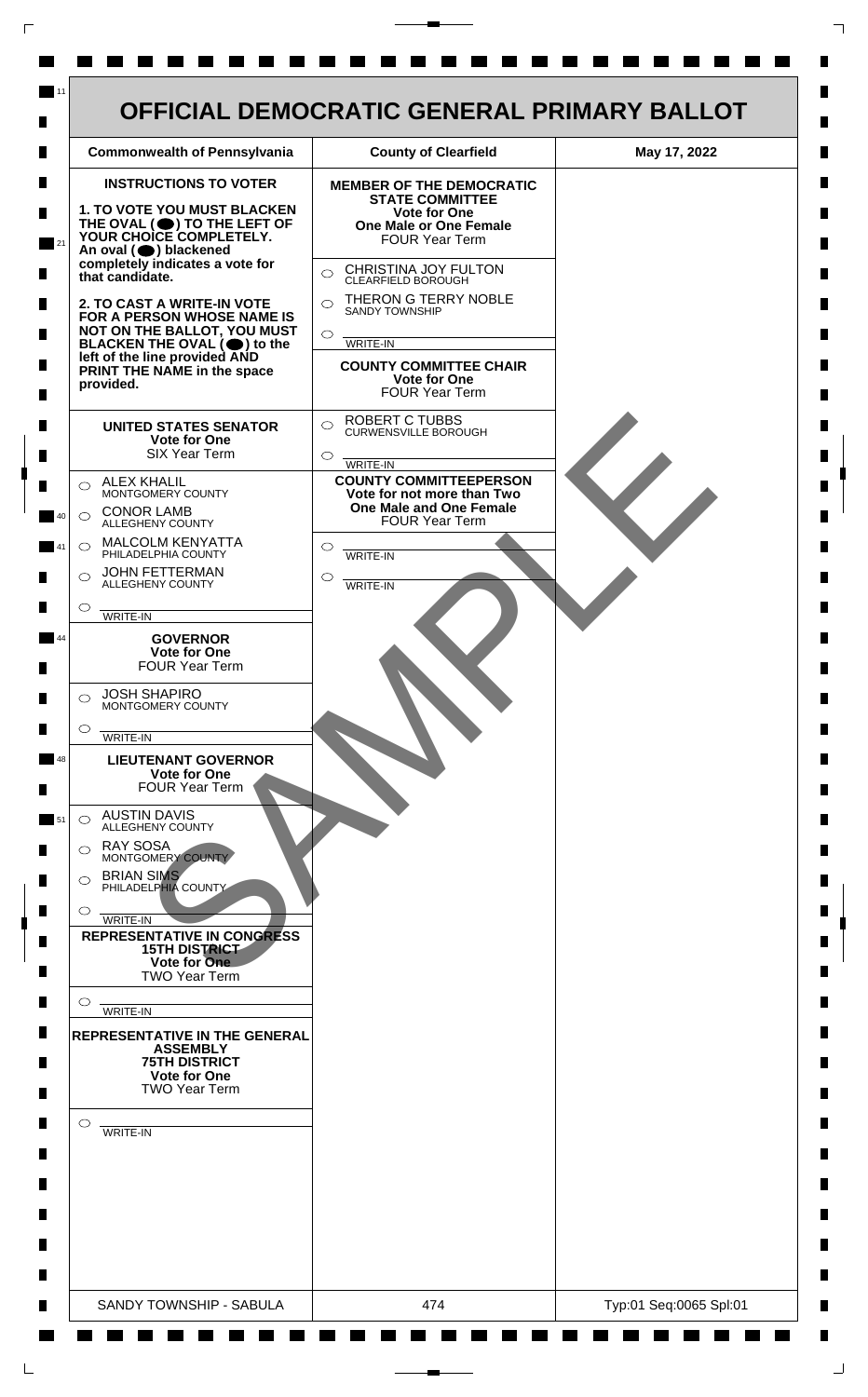# OFFICIAL DEMOCRATIC GENERAL PRIMARY BALLOT

| Commonwealth of Pennsylvania | County of Clearfield | May 17, 2022 |
| --- | --- | --- |

## INSTRUCTIONS TO VOTER

**1. TO VOTE YOU MUST BLACKEN THE OVAL (●) TO THE LEFT OF YOUR CHOICE COMPLETELY. An oval (●) blackened completely indicates a vote for that candidate.**

**2. TO CAST A WRITE-IN VOTE FOR A PERSON WHOSE NAME IS NOT ON THE BALLOT, YOU MUST BLACKEN THE OVAL (●) to the left of the line provided AND PRINT THE NAME in the space provided.**

### UNITED STATES SENATOR
**Vote for One**
SIX Year Term

- ○ ALEX KHALIL — MONTGOMERY COUNTY
- ○ CONOR LAMB — ALLEGHENY COUNTY
- ○ MALCOLM KENYATTA — PHILADELPHIA COUNTY
- ○ JOHN FETTERMAN — ALLEGHENY COUNTY
- ○ ________ WRITE-IN

### GOVERNOR
**Vote for One**
FOUR Year Term

- ○ JOSH SHAPIRO — MONTGOMERY COUNTY
- ○ ________ WRITE-IN

### LIEUTENANT GOVERNOR
**Vote for One**
FOUR Year Term

- ○ AUSTIN DAVIS — ALLEGHENY COUNTY
- ○ RAY SOSA — MONTGOMERY COUNTY
- ○ BRIAN SIMS — PHILADELPHIA COUNTY
- ○ ________ WRITE-IN

### REPRESENTATIVE IN CONGRESS
**15TH DISTRICT**
**Vote for One**
TWO Year Term

- ○ ________ WRITE-IN

### REPRESENTATIVE IN THE GENERAL ASSEMBLY
**75TH DISTRICT**
**Vote for One**
TWO Year Term

- ○ ________ WRITE-IN

### MEMBER OF THE DEMOCRATIC STATE COMMITTEE
**Vote for One**
**One Male or One Female**
FOUR Year Term

- ○ CHRISTINA JOY FULTON — CLEARFIELD BOROUGH
- ○ THERON G TERRY NOBLE — SANDY TOWNSHIP
- ○ ________ WRITE-IN

### COUNTY COMMITTEE CHAIR
**Vote for One**
FOUR Year Term

- ○ ROBERT C TUBBS — CURWENSVILLE BOROUGH
- ○ ________ WRITE-IN

### COUNTY COMMITTEEPERSON
**Vote for not more than Two**
**One Male and One Female**
FOUR Year Term

- ○ ________ WRITE-IN
- ○ ________ WRITE-IN

SAMPLE

| SANDY TOWNSHIP - SABULA | 474 | Typ:01 Seq:0065 Spl:01 |
| --- | --- | --- |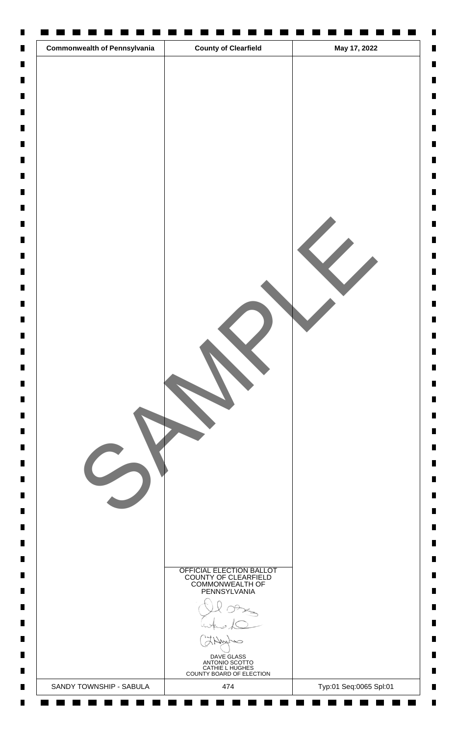| Commonwealth of Pennsylvania | County of Clearfield | May 17, 2022 |
|---|---|---|
| | OFFICIAL ELECTION BALLOT<br>COUNTY OF CLEARFIELD<br>COMMONWEALTH OF PENNSYLVANIA<br><br>DAVE GLASS<br>ANTONIO SCOTTO<br>CATHIE L HUGHES<br>COUNTY BOARD OF ELECTION | |
| SANDY TOWNSHIP - SABULA | 474 | Typ:01 Seq:0065 Spl:01 |

SAMPLE